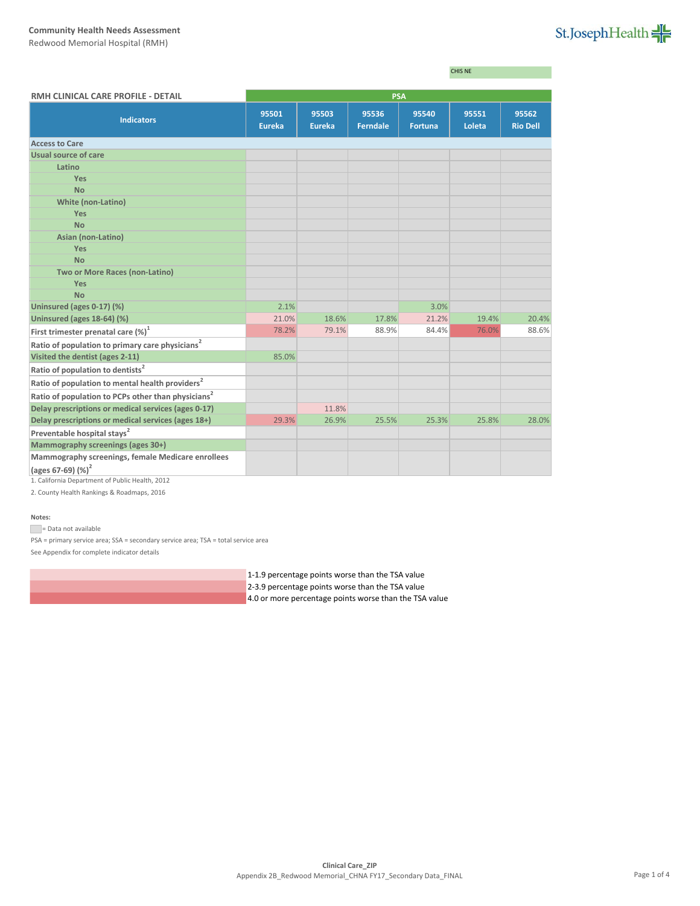**Community Health Needs Assessment**
Redwood Memorial Hospital (RMH)

CHIS NE

| RMH CLINICAL CARE PROFILE - DETAIL | PSA | | | | | |
|---|---|---|---|---|---|---|
| Indicators | 95501 Eureka | 95503 Eureka | 95536 Ferndale | 95540 Fortuna | 95551 Loleta | 95562 Rio Dell |
| **Access to Care** | | | | | | |
| **Usual source of care** | | | | | | |
| Latino | | | | | | |
| Yes | | | | | | |
| No | | | | | | |
| White (non-Latino) | | | | | | |
| Yes | | | | | | |
| No | | | | | | |
| Asian (non-Latino) | | | | | | |
| Yes | | | | | | |
| No | | | | | | |
| Two or More Races (non-Latino) | | | | | | |
| Yes | | | | | | |
| No | | | | | | |
| Uninsured (ages 0-17) (%) | 2.1% | | | 3.0% | | |
| Uninsured (ages 18-64) (%) | 21.0% | 18.6% | 17.8% | 21.2% | 19.4% | 20.4% |
| First trimester prenatal care (%)[1] | 78.2% | 79.1% | 88.9% | 84.4% | 76.0% | 88.6% |
| Ratio of population to primary care physicians[2] | | | | | | |
| Visited the dentist (ages 2-11) | 85.0% | | | | | |
| Ratio of population to dentists[2] | | | | | | |
| Ratio of population to mental health providers[2] | | | | | | |
| Ratio of population to PCPs other than physicians[2] | | | | | | |
| Delay prescriptions or medical services (ages 0-17) | | 11.8% | | | | |
| Delay prescriptions or medical services (ages 18+) | 29.3% | 26.9% | 25.5% | 25.3% | 25.8% | 28.0% |
| Preventable hospital stays[2] | | | | | | |
| Mammography screenings (ages 30+) | | | | | | |
| Mammography screenings, female Medicare enrollees (ages 67-69) (%)[2] | | | | | | |

1. California Department of Public Health, 2012
2. County Health Rankings & Roadmaps, 2016

**Notes:**

= Data not available

PSA = primary service area; SSA = secondary service area; TSA = total service area

See Appendix for complete indicator details

- 1-1.9 percentage points worse than the TSA value
- 2-3.9 percentage points worse than the TSA value
- 4.0 or more percentage points worse than the TSA value

**Clinical Care_ZIP**
Appendix 2B_Redwood Memorial_CHNA FY17_Secondary Data_FINAL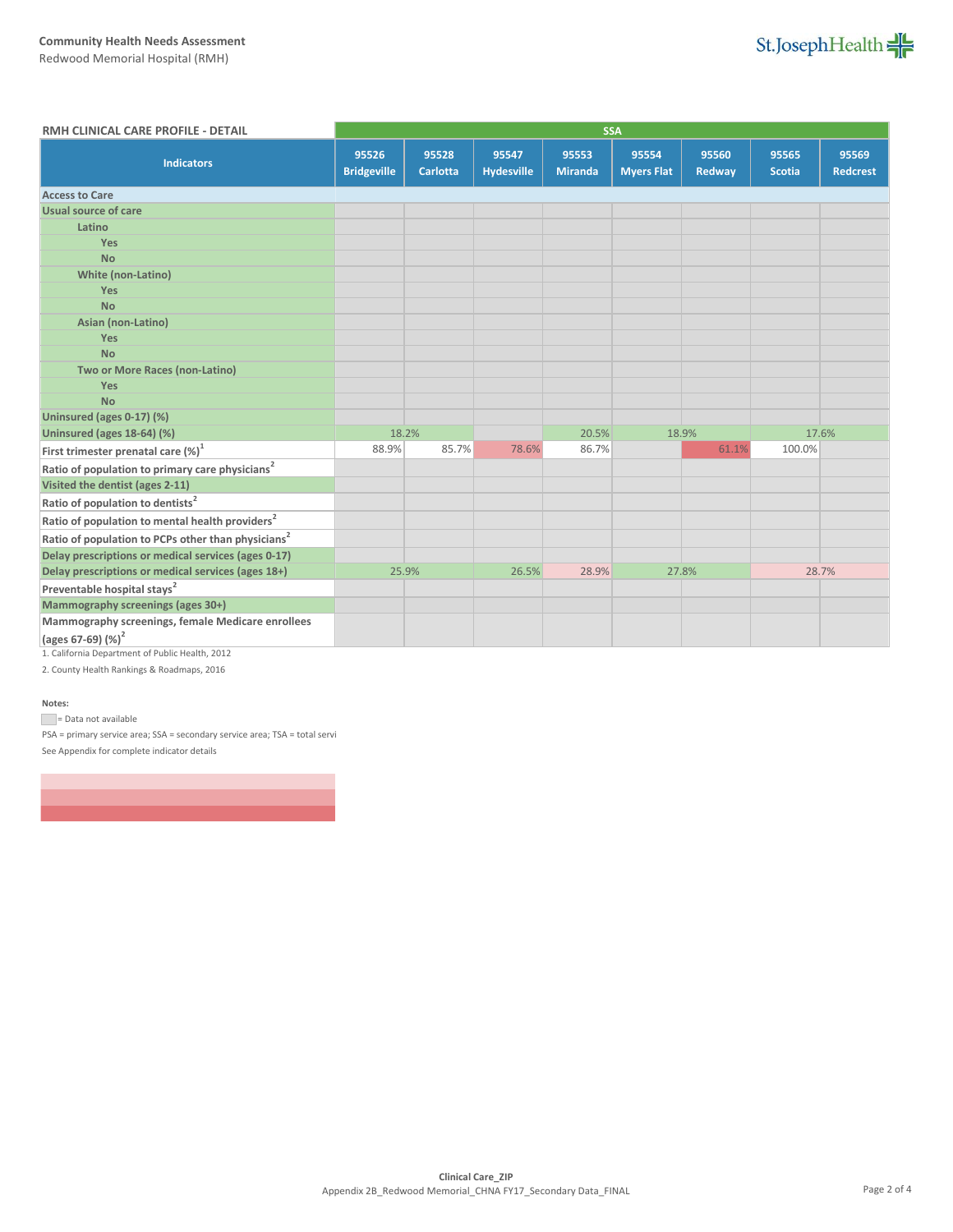**Community Health Needs Assessment**
Redwood Memorial Hospital (RMH)

| RMH CLINICAL CARE PROFILE - DETAIL | SSA | | | | | | | |
|---|---|---|---|---|---|---|---|---|
| Indicators | 95526 Bridgeville | 95528 Carlotta | 95547 Hydesville | 95553 Miranda | 95554 Myers Flat | 95560 Redway | 95565 Scotia | 95569 Redcrest |
| **Access to Care** | | | | | | | | |
| Usual source of care | | | | | | | | |
| Latino | | | | | | | | |
| Yes | | | | | | | | |
| No | | | | | | | | |
| White (non-Latino) | | | | | | | | |
| Yes | | | | | | | | |
| No | | | | | | | | |
| Asian (non-Latino) | | | | | | | | |
| Yes | | | | | | | | |
| No | | | | | | | | |
| Two or More Races (non-Latino) | | | | | | | | |
| Yes | | | | | | | | |
| No | | | | | | | | |
| Uninsured (ages 0-17) (%) | | | | | | | | |
| Uninsured (ages 18-64) (%) | 18.2% | | | 20.5% | 18.9% | | 17.6% | |
| First trimester prenatal care (%)[1] | 88.9% | 85.7% | 78.6% | 86.7% | | 61.1% | 100.0% | |
| Ratio of population to primary care physicians[2] | | | | | | | | |
| Visited the dentist (ages 2-11) | | | | | | | | |
| Ratio of population to dentists[2] | | | | | | | | |
| Ratio of population to mental health providers[2] | | | | | | | | |
| Ratio of population to PCPs other than physicians[2] | | | | | | | | |
| Delay prescriptions or medical services (ages 0-17) | | | | | | | | |
| Delay prescriptions or medical services (ages 18+) | 25.9% | | 26.5% | 28.9% | 27.8% | | 28.7% | |
| Preventable hospital stays[2] | | | | | | | | |
| Mammography screenings (ages 30+) | | | | | | | | |
| Mammography screenings, female Medicare enrollees (ages 67-69) (%)[2] | | | | | | | | |

1. California Department of Public Health, 2012

2. County Health Rankings & Roadmaps, 2016

**Notes:**

= Data not available

PSA = primary service area; SSA = secondary service area; TSA = total servi

See Appendix for complete indicator details

**Clinical Care_ZIP**

Appendix 2B_Redwood Memorial_CHNA FY17_Secondary Data_FINAL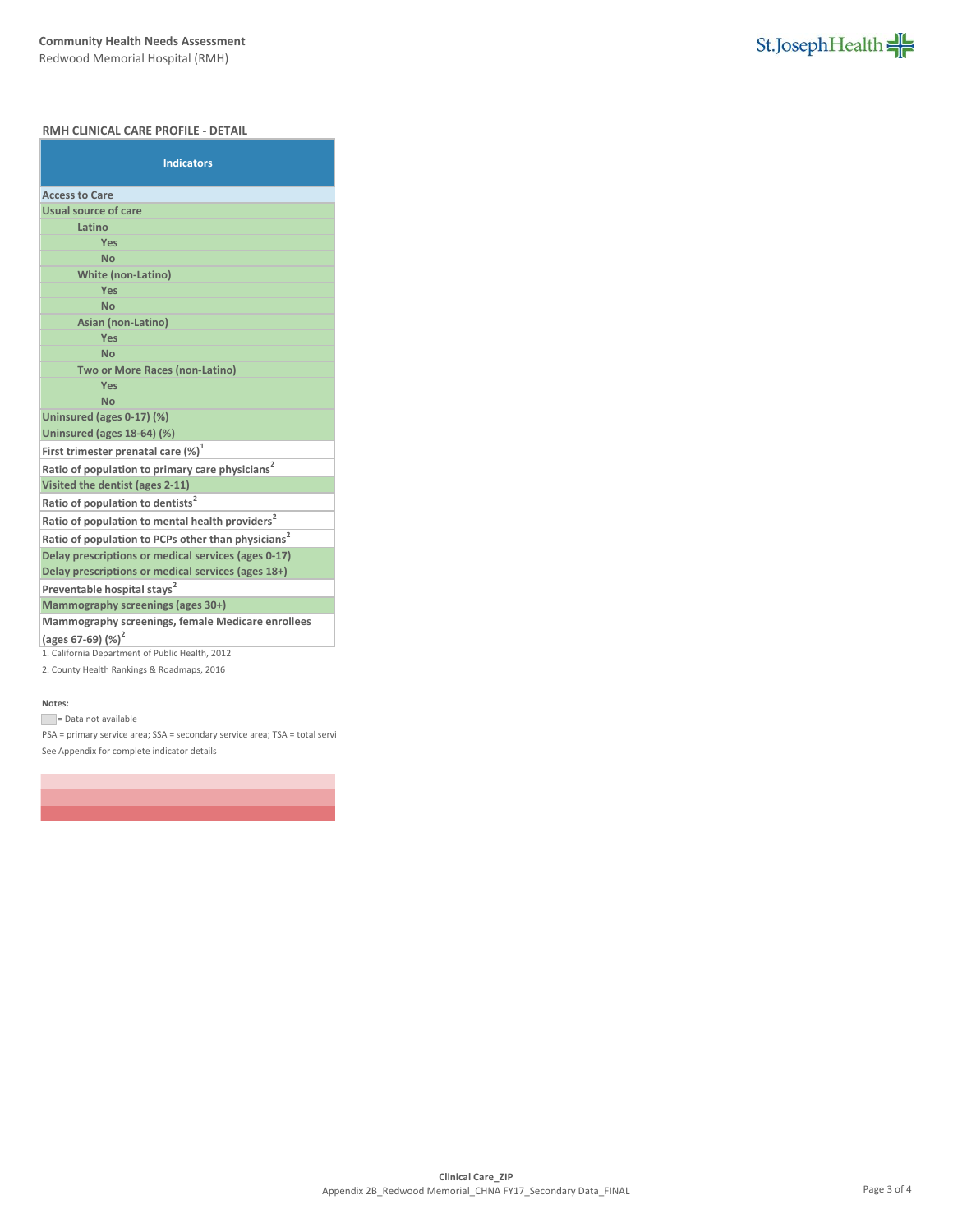**Community Health Needs Assessment**
Redwood Memorial Hospital (RMH)

### RMH CLINICAL CARE PROFILE - DETAIL

| Indicators |
|---|
| **Access to Care** |
| **Usual source of care** |
| **Latino** |
| **Yes** |
| **No** |
| **White (non-Latino)** |
| **Yes** |
| **No** |
| **Asian (non-Latino)** |
| **Yes** |
| **No** |
| **Two or More Races (non-Latino)** |
| **Yes** |
| **No** |
| **Uninsured (ages 0-17) (%)** |
| **Uninsured (ages 18-64) (%)** |
| **First trimester prenatal care (%)[1]** |
| **Ratio of population to primary care physicians[2]** |
| **Visited the dentist (ages 2-11)** |
| **Ratio of population to dentists[2]** |
| **Ratio of population to mental health providers[2]** |
| **Ratio of population to PCPs other than physicians[2]** |
| **Delay prescriptions or medical services (ages 0-17)** |
| **Delay prescriptions or medical services (ages 18+)** |
| **Preventable hospital stays[2]** |
| **Mammography screenings (ages 30+)** |
| **Mammography screenings, female Medicare enrollees (ages 67-69) (%)[2]** |

1. California Department of Public Health, 2012
2. County Health Rankings & Roadmaps, 2016

**Notes:**

= Data not available

PSA = primary service area; SSA = secondary service area; TSA = total servi

See Appendix for complete indicator details

Clinical Care_ZIP

Appendix 2B_Redwood Memorial_CHNA FY17_Secondary Data_FINAL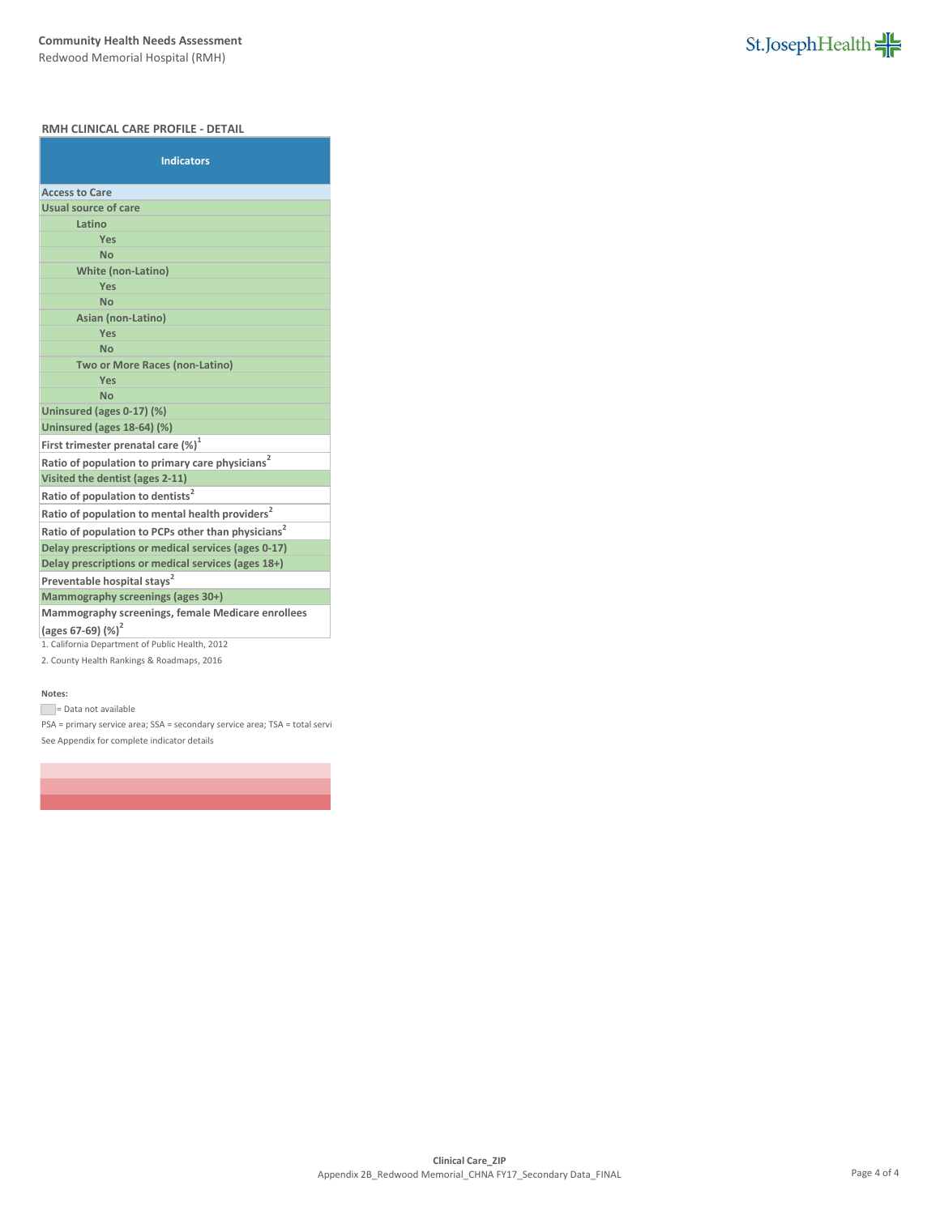**RMH CLINICAL CARE PROFILE - DETAIL**

| Indicators |
|---|
| Access to Care |
| Usual source of care |
| Latino |
| Yes |
| No |
| White (non-Latino) |
| Yes |
| No |
| Asian (non-Latino) |
| Yes |
| No |
| Two or More Races (non-Latino) |
| Yes |
| No |
| Uninsured (ages 0-17) (%) |
| Uninsured (ages 18-64) (%) |
| First trimester prenatal care (%)[1] |
| Ratio of population to primary care physicians[2] |
| Visited the dentist (ages 2-11) |
| Ratio of population to dentists[2] |
| Ratio of population to mental health providers[2] |
| Ratio of population to PCPs other than physicians[2] |
| Delay prescriptions or medical services (ages 0-17) |
| Delay prescriptions or medical services (ages 18+) |
| Preventable hospital stays[2] |
| Mammography screenings (ages 30+) |
| Mammography screenings, female Medicare enrollees (ages 67-69) (%)[2] |

1. California Department of Public Health, 2012
2. County Health Rankings & Roadmaps, 2016

**Notes:**

= Data not available

PSA = primary service area; SSA = secondary service area; TSA = total servi

See Appendix for complete indicator details

Clinical Care_ZIP